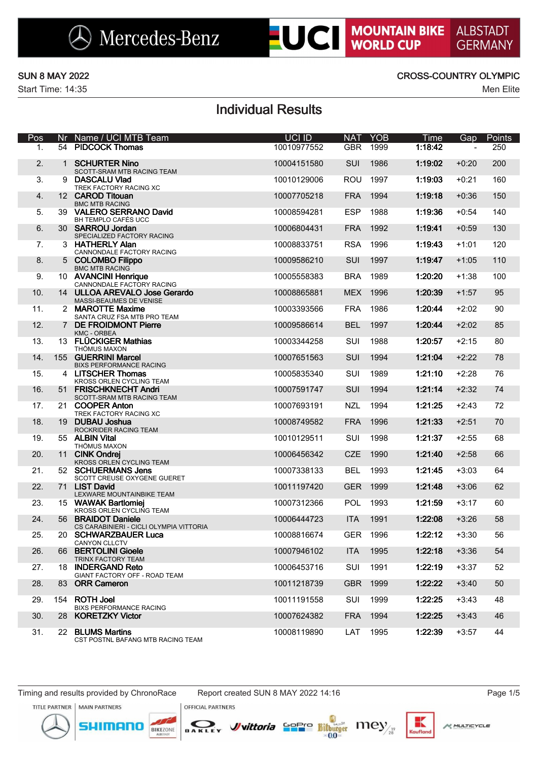Mercedes-Benz UCI MOUNTAIN BIKE WORLD CUP ALBSTADT GERMANY

SUN 8 MAY 2022 | CROSS-COUNTRY OLYMPIC

Start Time: 14:35 | Men Elite

# Individual Results

| Pos | Nr | Name / UCI MTB Team | UCI ID | NAT | YOB | Time | Gap | Points |
|---|---|---|---|---|---|---|---|---|
| 1. | 54 | **PIDCOCK Thomas** | 10010977552 | GBR | 1999 | **1:18:42** | - | 250 |
| 2. | 1 | **SCHURTER Nino**<br>SCOTT-SRAM MTB RACING TEAM | 10004151580 | SUI | 1986 | **1:19:02** | +0:20 | 200 |
| 3. | 9 | **DASCALU Vlad**<br>TREK FACTORY RACING XC | 10010129006 | ROU | 1997 | **1:19:03** | +0:21 | 160 |
| 4. | 12 | **CAROD Titouan**<br>BMC MTB RACING | 10007705218 | FRA | 1994 | **1:19:18** | +0:36 | 150 |
| 5. | 39 | **VALERO SERRANO David**<br>BH TEMPLO CAFÉS UCC | 10008594281 | ESP | 1988 | **1:19:36** | +0:54 | 140 |
| 6. | 30 | **SARROU Jordan**<br>SPECIALIZED FACTORY RACING | 10006804431 | FRA | 1992 | **1:19:41** | +0:59 | 130 |
| 7. | 3 | **HATHERLY Alan**<br>CANNONDALE FACTORY RACING | 10008833751 | RSA | 1996 | **1:19:43** | +1:01 | 120 |
| 8. | 5 | **COLOMBO Filippo**<br>BMC MTB RACING | 10009586210 | SUI | 1997 | **1:19:47** | +1:05 | 110 |
| 9. | 10 | **AVANCINI Henrique**<br>CANNONDALE FACTORY RACING | 10005558383 | BRA | 1989 | **1:20:20** | +1:38 | 100 |
| 10. | 14 | **ULLOA AREVALO Jose Gerardo**<br>MASSI-BEAUMES DE VENISE | 10008865881 | MEX | 1996 | **1:20:39** | +1:57 | 95 |
| 11. | 2 | **MAROTTE Maxime**<br>SANTA CRUZ FSA MTB PRO TEAM | 10003393566 | FRA | 1986 | **1:20:44** | +2:02 | 90 |
| 12. | 7 | **DE FROIDMONT Pierre**<br>KMC - ORBEA | 10009586614 | BEL | 1997 | **1:20:44** | +2:02 | 85 |
| 13. | 13 | **FLÜCKIGER Mathias**<br>THÖMUS MAXON | 10003344258 | SUI | 1988 | **1:20:57** | +2:15 | 80 |
| 14. | 155 | **GUERRINI Marcel**<br>BIXS PERFORMANCE RACING | 10007651563 | SUI | 1994 | **1:21:04** | +2:22 | 78 |
| 15. | 4 | **LITSCHER Thomas**<br>KROSS ORLEN CYCLING TEAM | 10005835340 | SUI | 1989 | **1:21:10** | +2:28 | 76 |
| 16. | 51 | **FRISCHKNECHT Andri**<br>SCOTT-SRAM MTB RACING TEAM | 10007591747 | SUI | 1994 | **1:21:14** | +2:32 | 74 |
| 17. | 21 | **COOPER Anton**<br>TREK FACTORY RACING XC | 10007693191 | NZL | 1994 | **1:21:25** | +2:43 | 72 |
| 18. | 19 | **DUBAU Joshua**<br>ROCKRIDER RACING TEAM | 10008749582 | FRA | 1996 | **1:21:33** | +2:51 | 70 |
| 19. | 55 | **ALBIN Vital**<br>THÖMUS MAXON | 10010129511 | SUI | 1998 | **1:21:37** | +2:55 | 68 |
| 20. | 11 | **CINK Ondrej**<br>KROSS ORLEN CYCLING TEAM | 10006456342 | CZE | 1990 | **1:21:40** | +2:58 | 66 |
| 21. | 52 | **SCHUERMANS Jens**<br>SCOTT CREUSE OXYGENE GUERET | 10007338133 | BEL | 1993 | **1:21:45** | +3:03 | 64 |
| 22. | 71 | **LIST David**<br>LEXWARE MOUNTAINBIKE TEAM | 10011197420 | GER | 1999 | **1:21:48** | +3:06 | 62 |
| 23. | 15 | **WAWAK Bartlomiej**<br>KROSS ORLEN CYCLING TEAM | 10007312366 | POL | 1993 | **1:21:59** | +3:17 | 60 |
| 24. | 56 | **BRAIDOT Daniele**<br>CS CARABINIERI - CICLI OLYMPIA VITTORIA | 10006444723 | ITA | 1991 | **1:22:08** | +3:26 | 58 |
| 25. | 20 | **SCHWARZBAUER Luca**<br>CANYON CLLCTV | 10008816674 | GER | 1996 | **1:22:12** | +3:30 | 56 |
| 26. | 66 | **BERTOLINI Gioele**<br>TRINX FACTORY TEAM | 10007946102 | ITA | 1995 | **1:22:18** | +3:36 | 54 |
| 27. | 18 | **INDERGAND Reto**<br>GIANT FACTORY OFF - ROAD TEAM | 10006453716 | SUI | 1991 | **1:22:19** | +3:37 | 52 |
| 28. | 83 | **ORR Cameron** | 10011218739 | GBR | 1999 | **1:22:22** | +3:40 | 50 |
| 29. | 154 | **ROTH Joel**<br>BIXS PERFORMANCE RACING | 10011191558 | SUI | 1999 | **1:22:25** | +3:43 | 48 |
| 30. | 28 | **KORETZKY Victor** | 10007624382 | FRA | 1994 | **1:22:25** | +3:43 | 46 |
| 31. | 22 | **BLUMS Martins**<br>CST POSTNL BAFANG MTB RACING TEAM | 10008119890 | LAT | 1995 | **1:22:39** | +3:57 | 44 |

Timing and results provided by ChronoRace | Report created SUN 8 MAY 2022 14:16

TITLE PARTNER | MAIN PARTNERS | OFFICIAL PARTNERS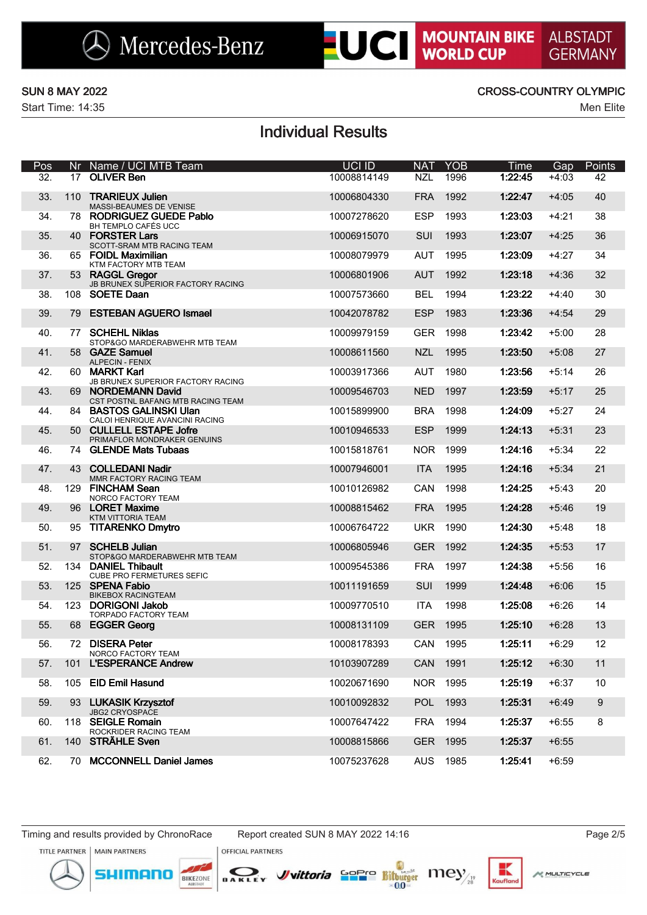SUN 8 MAY 2022

Start Time: 14:35

CROSS-COUNTRY OLYMPIC

Men Elite

## Individual Results

| Pos | Nr | Name / UCI MTB Team | UCI ID | NAT | YOB | Time | Gap | Points |
|---|---|---|---|---|---|---|---|---|
| 32. | 17 | **OLIVER Ben** | 10008814149 | NZL | 1996 | **1:22:45** | +4:03 | 42 |
| 33. | 110 | **TRARIEUX Julien**<br>MASSI-BEAUMES DE VENISE | 10006804330 | FRA | 1992 | **1:22:47** | +4:05 | 40 |
| 34. | 78 | **RODRIGUEZ GUEDE Pablo**<br>BH TEMPLO CAFÉS UCC | 10007278620 | ESP | 1993 | **1:23:03** | +4:21 | 38 |
| 35. | 40 | **FORSTER Lars**<br>SCOTT-SRAM MTB RACING TEAM | 10006915070 | SUI | 1993 | **1:23:07** | +4:25 | 36 |
| 36. | 65 | **FOIDL Maximilian**<br>KTM FACTORY MTB TEAM | 10008079979 | AUT | 1995 | **1:23:09** | +4:27 | 34 |
| 37. | 53 | **RAGGL Gregor**<br>JB BRUNEX SUPERIOR FACTORY RACING | 10006801906 | AUT | 1992 | **1:23:18** | +4:36 | 32 |
| 38. | 108 | **SOETE Daan** | 10007573660 | BEL | 1994 | **1:23:22** | +4:40 | 30 |
| 39. | 79 | **ESTEBAN AGUERO Ismael** | 10042078782 | ESP | 1983 | **1:23:36** | +4:54 | 29 |
| 40. | 77 | **SCHEHL Niklas**<br>STOP&GO MARDERABWEHR MTB TEAM | 10009979159 | GER | 1998 | **1:23:42** | +5:00 | 28 |
| 41. | 58 | **GAZE Samuel**<br>ALPECIN - FENIX | 10008611560 | NZL | 1995 | **1:23:50** | +5:08 | 27 |
| 42. | 60 | **MARKT Karl**<br>JB BRUNEX SUPERIOR FACTORY RACING | 10003917366 | AUT | 1980 | **1:23:56** | +5:14 | 26 |
| 43. | 69 | **NORDEMANN David**<br>CST POSTNL BAFANG MTB RACING TEAM | 10009546703 | NED | 1997 | **1:23:59** | +5:17 | 25 |
| 44. | 84 | **BASTOS GALINSKI Ulan**<br>CALOI HENRIQUE AVANCINI RACING | 10015899900 | BRA | 1998 | **1:24:09** | +5:27 | 24 |
| 45. | 50 | **CULLELL ESTAPE Jofre**<br>PRIMAFLOR MONDRAKER GENUINS | 10010946533 | ESP | 1999 | **1:24:13** | +5:31 | 23 |
| 46. | 74 | **GLENDE Mats Tubaas** | 10015818761 | NOR | 1999 | **1:24:16** | +5:34 | 22 |
| 47. | 43 | **COLLEDANI Nadir**<br>MMR FACTORY RACING TEAM | 10007946001 | ITA | 1995 | **1:24:16** | +5:34 | 21 |
| 48. | 129 | **FINCHAM Sean**<br>NORCO FACTORY TEAM | 10010126982 | CAN | 1998 | **1:24:25** | +5:43 | 20 |
| 49. | 96 | **LORET Maxime**<br>KTM VITTORIA TEAM | 10008815462 | FRA | 1995 | **1:24:28** | +5:46 | 19 |
| 50. | 95 | **TITARENKO Dmytro** | 10006764722 | UKR | 1990 | **1:24:30** | +5:48 | 18 |
| 51. | 97 | **SCHELB Julian**<br>STOP&GO MARDERABWEHR MTB TEAM | 10006805946 | GER | 1992 | **1:24:35** | +5:53 | 17 |
| 52. | 134 | **DANIEL Thibault**<br>CUBE PRO FERMETURES SEFIC | 10009545386 | FRA | 1997 | **1:24:38** | +5:56 | 16 |
| 53. | 125 | **SPENA Fabio**<br>BIKEBOX RACINGTEAM | 10011191659 | SUI | 1999 | **1:24:48** | +6:06 | 15 |
| 54. | 123 | **DORIGONI Jakob**<br>TORPADO FACTORY TEAM | 10009770510 | ITA | 1998 | **1:25:08** | +6:26 | 14 |
| 55. | 68 | **EGGER Georg** | 10008131109 | GER | 1995 | **1:25:10** | +6:28 | 13 |
| 56. | 72 | **DISERA Peter**<br>NORCO FACTORY TEAM | 10008178393 | CAN | 1995 | **1:25:11** | +6:29 | 12 |
| 57. | 101 | **L'ESPERANCE Andrew** | 10103907289 | CAN | 1991 | **1:25:12** | +6:30 | 11 |
| 58. | 105 | **EID Emil Hasund** | 10020671690 | NOR | 1995 | **1:25:19** | +6:37 | 10 |
| 59. | 93 | **LUKASIK Krzysztof**<br>JBG2 CRYOSPACE | 10010092832 | POL | 1993 | **1:25:31** | +6:49 | 9 |
| 60. | 118 | **SEIGLE Romain**<br>ROCKRIDER RACING TEAM | 10007647422 | FRA | 1994 | **1:25:37** | +6:55 | 8 |
| 61. | 140 | **STRÄHLE Sven** | 10008815866 | GER | 1995 | **1:25:37** | +6:55 | |
| 62. | 70 | **MCCONNELL Daniel James** | 10075237628 | AUS | 1985 | **1:25:41** | +6:59 | |

Timing and results provided by ChronoRace

Report created SUN 8 MAY 2022 14:16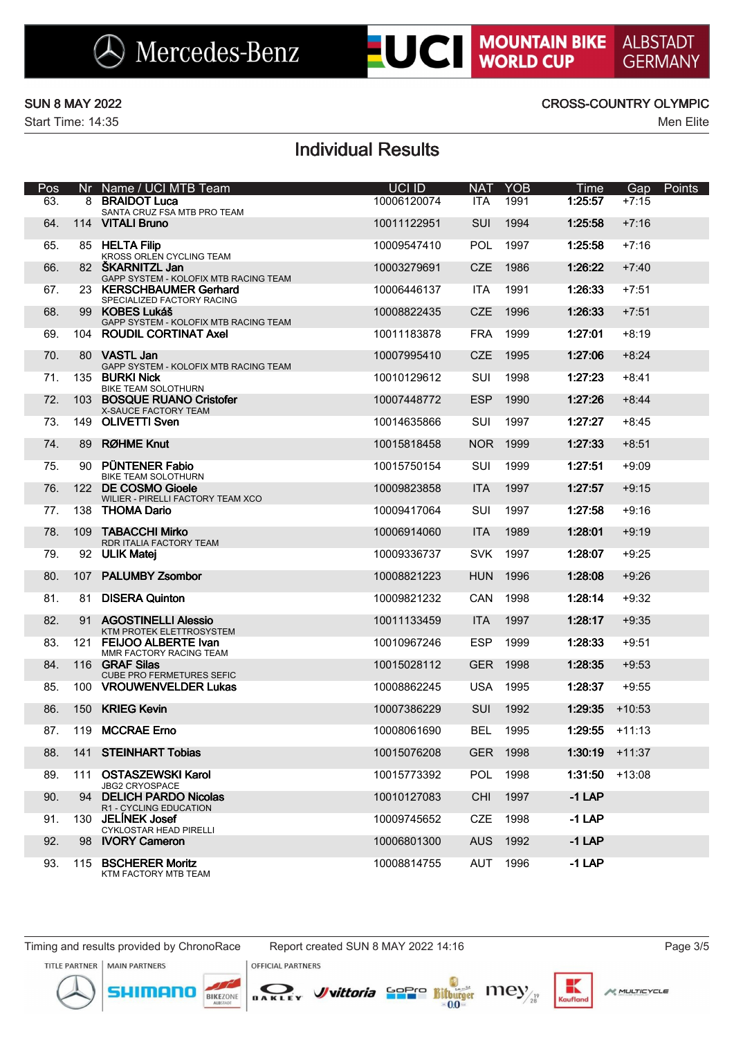SUN 8 MAY 2022 — CROSS-COUNTRY OLYMPIC

Start Time: 14:35 — Men Elite

## Individual Results

| Pos | Nr | Name / UCI MTB Team | UCI ID | NAT | YOB | Time | Gap | Points |
|---|---|---|---|---|---|---|---|---|
| 63. | 8 | **BRAIDOT Luca**<br>SANTA CRUZ FSA MTB PRO TEAM | 10006120074 | ITA | 1991 | **1:25:57** | +7:15 | |
| 64. | 114 | **VITALI Bruno** | 10011122951 | SUI | 1994 | **1:25:58** | +7:16 | |
| 65. | 85 | **HELTA Filip**<br>KROSS ORLEN CYCLING TEAM | 10009547410 | POL | 1997 | **1:25:58** | +7:16 | |
| 66. | 82 | **ŠKARNITZL Jan**<br>GAPP SYSTEM - KOLOFIX MTB RACING TEAM | 10003279691 | CZE | 1986 | **1:26:22** | +7:40 | |
| 67. | 23 | **KERSCHBAUMER Gerhard**<br>SPECIALIZED FACTORY RACING | 10006446137 | ITA | 1991 | **1:26:33** | +7:51 | |
| 68. | 99 | **KOBES Lukáš**<br>GAPP SYSTEM - KOLOFIX MTB RACING TEAM | 10008822435 | CZE | 1996 | **1:26:33** | +7:51 | |
| 69. | 104 | **ROUDIL CORTINAT Axel** | 10011183878 | FRA | 1999 | **1:27:01** | +8:19 | |
| 70. | 80 | **VASTL Jan**<br>GAPP SYSTEM - KOLOFIX MTB RACING TEAM | 10007995410 | CZE | 1995 | **1:27:06** | +8:24 | |
| 71. | 135 | **BURKI Nick**<br>BIKE TEAM SOLOTHURN | 10010129612 | SUI | 1998 | **1:27:23** | +8:41 | |
| 72. | 103 | **BOSQUE RUANO Cristofer**<br>X-SAUCE FACTORY TEAM | 10007448772 | ESP | 1990 | **1:27:26** | +8:44 | |
| 73. | 149 | **OLIVETTI Sven** | 10014635866 | SUI | 1997 | **1:27:27** | +8:45 | |
| 74. | 89 | **RØHME Knut** | 10015818458 | NOR | 1999 | **1:27:33** | +8:51 | |
| 75. | 90 | **PÜNTENER Fabio**<br>BIKE TEAM SOLOTHURN | 10015750154 | SUI | 1999 | **1:27:51** | +9:09 | |
| 76. | 122 | **DE COSMO Gioele**<br>WILIER - PIRELLI FACTORY TEAM XCO | 10009823858 | ITA | 1997 | **1:27:57** | +9:15 | |
| 77. | 138 | **THOMA Dario** | 10009417064 | SUI | 1997 | **1:27:58** | +9:16 | |
| 78. | 109 | **TABACCHI Mirko**<br>RDR ITALIA FACTORY TEAM | 10006914060 | ITA | 1989 | **1:28:01** | +9:19 | |
| 79. | 92 | **ULIK Matej** | 10009336737 | SVK | 1997 | **1:28:07** | +9:25 | |
| 80. | 107 | **PALUMBY Zsombor** | 10008821223 | HUN | 1996 | **1:28:08** | +9:26 | |
| 81. | 81 | **DISERA Quinton** | 10009821232 | CAN | 1998 | **1:28:14** | +9:32 | |
| 82. | 91 | **AGOSTINELLI Alessio**<br>KTM PROTEK ELETTROSYSTEM | 10011133459 | ITA | 1997 | **1:28:17** | +9:35 | |
| 83. | 121 | **FEIJOO ALBERTE Ivan**<br>MMR FACTORY RACING TEAM | 10010967246 | ESP | 1999 | **1:28:33** | +9:51 | |
| 84. | 116 | **GRAF Silas**<br>CUBE PRO FERMETURES SEFIC | 10015028112 | GER | 1998 | **1:28:35** | +9:53 | |
| 85. | 100 | **VROUWENVELDER Lukas** | 10008862245 | USA | 1995 | **1:28:37** | +9:55 | |
| 86. | 150 | **KRIEG Kevin** | 10007386229 | SUI | 1992 | **1:29:35** | +10:53 | |
| 87. | 119 | **MCCRAE Erno** | 10008061690 | BEL | 1995 | **1:29:55** | +11:13 | |
| 88. | 141 | **STEINHART Tobias** | 10015076208 | GER | 1998 | **1:30:19** | +11:37 | |
| 89. | 111 | **OSTASZEWSKI Karol**<br>JBG2 CRYOSPACE | 10015773392 | POL | 1998 | **1:31:50** | +13:08 | |
| 90. | 94 | **DELICH PARDO Nicolas**<br>R1 - CYCLING EDUCATION | 10010127083 | CHI | 1997 | **-1 LAP** | | |
| 91. | 130 | **JELÍNEK Josef**<br>CYKLOSTAR HEAD PIRELLI | 10009745652 | CZE | 1998 | **-1 LAP** | | |
| 92. | 98 | **IVORY Cameron** | 10006801300 | AUS | 1992 | **-1 LAP** | | |
| 93. | 115 | **BSCHERER Moritz**<br>KTM FACTORY MTB TEAM | 10008814755 | AUT | 1996 | **-1 LAP** | | |

Timing and results provided by ChronoRace — Report created SUN 8 MAY 2022 14:16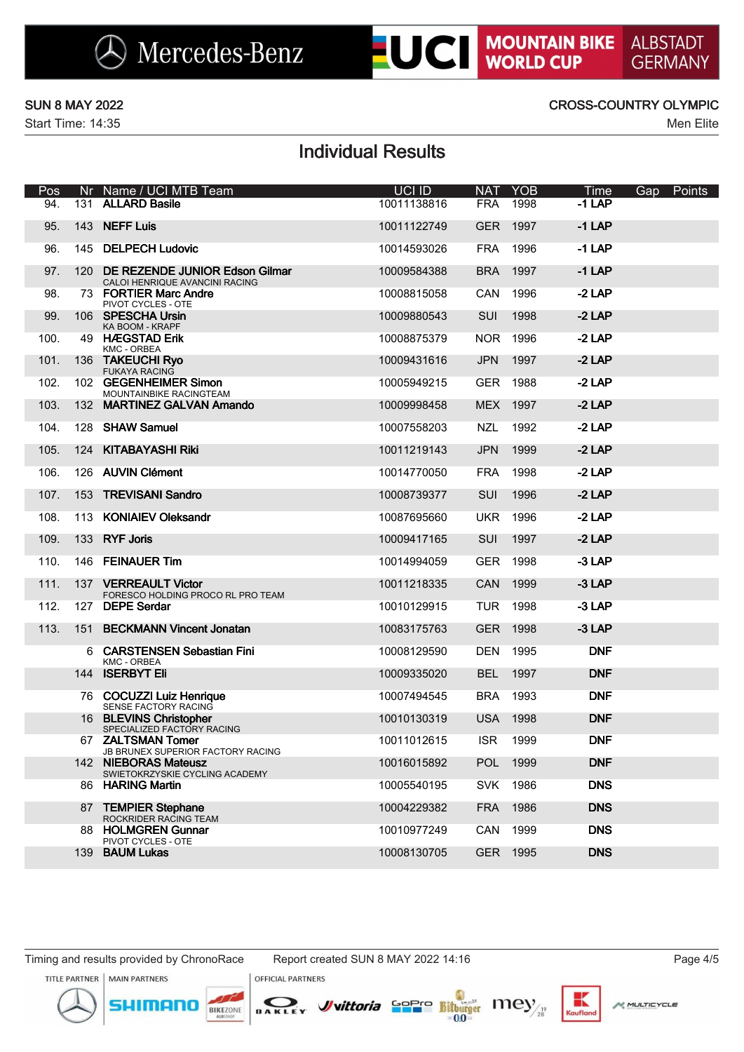SUN 8 MAY 2022

Start Time: 14:35

CROSS-COUNTRY OLYMPIC

Men Elite

## Individual Results

| Pos | Nr | Name / UCI MTB Team | UCI ID | NAT | YOB | Time | Gap | Points |
|---|---|---|---|---|---|---|---|---|
| 94. | 131 | **ALLARD Basile** | 10011138816 | FRA | 1998 | **-1 LAP** | | |
| 95. | 143 | **NEFF Luis** | 10011122749 | GER | 1997 | **-1 LAP** | | |
| 96. | 145 | **DELPECH Ludovic** | 10014593026 | FRA | 1996 | **-1 LAP** | | |
| 97. | 120 | **DE REZENDE JUNIOR Edson Gilmar**<br>CALOI HENRIQUE AVANCINI RACING | 10009584388 | BRA | 1997 | **-1 LAP** | | |
| 98. | 73 | **FORTIER Marc Andre**<br>PIVOT CYCLES - OTE | 10008815058 | CAN | 1996 | **-2 LAP** | | |
| 99. | 106 | **SPESCHA Ursin**<br>KA BOOM - KRAPF | 10009880543 | SUI | 1998 | **-2 LAP** | | |
| 100. | 49 | **HÆGSTAD Erik**<br>KMC - ORBEA | 10008875379 | NOR | 1996 | **-2 LAP** | | |
| 101. | 136 | **TAKEUCHI Ryo**<br>FUKAYA RACING | 10009431616 | JPN | 1997 | **-2 LAP** | | |
| 102. | 102 | **GEGENHEIMER Simon**<br>MOUNTAINBIKE RACINGTEAM | 10005949215 | GER | 1988 | **-2 LAP** | | |
| 103. | 132 | **MARTINEZ GALVAN Amando** | 10009998458 | MEX | 1997 | **-2 LAP** | | |
| 104. | 128 | **SHAW Samuel** | 10007558203 | NZL | 1992 | **-2 LAP** | | |
| 105. | 124 | **KITABAYASHI Riki** | 10011219143 | JPN | 1999 | **-2 LAP** | | |
| 106. | 126 | **AUVIN Clément** | 10014770050 | FRA | 1998 | **-2 LAP** | | |
| 107. | 153 | **TREVISANI Sandro** | 10008739377 | SUI | 1996 | **-2 LAP** | | |
| 108. | 113 | **KONIAIEV Oleksandr** | 10087695660 | UKR | 1996 | **-2 LAP** | | |
| 109. | 133 | **RYF Joris** | 10009417165 | SUI | 1997 | **-2 LAP** | | |
| 110. | 146 | **FEINAUER Tim** | 10014994059 | GER | 1998 | **-3 LAP** | | |
| 111. | 137 | **VERREAULT Victor**<br>FORESCO HOLDING PROCO RL PRO TEAM | 10011218335 | CAN | 1999 | **-3 LAP** | | |
| 112. | 127 | **DEPE Serdar** | 10010129915 | TUR | 1998 | **-3 LAP** | | |
| 113. | 151 | **BECKMANN Vincent Jonatan** | 10083175763 | GER | 1998 | **-3 LAP** | | |
| | 6 | **CARSTENSEN Sebastian Fini**<br>KMC - ORBEA | 10008129590 | DEN | 1995 | **DNF** | | |
| | 144 | **ISERBYT Eli** | 10009335020 | BEL | 1997 | **DNF** | | |
| | 76 | **COCUZZI Luiz Henrique**<br>SENSE FACTORY RACING | 10007494545 | BRA | 1993 | **DNF** | | |
| | 16 | **BLEVINS Christopher**<br>SPECIALIZED FACTORY RACING | 10010130319 | USA | 1998 | **DNF** | | |
| | 67 | **ZALTSMAN Tomer**<br>JB BRUNEX SUPERIOR FACTORY RACING | 10011012615 | ISR | 1999 | **DNF** | | |
| | 142 | **NIEBORAS Mateusz**<br>SWIETOKRZYSKIE CYCLING ACADEMY | 10016015892 | POL | 1999 | **DNF** | | |
| | 86 | **HARING Martin** | 10005540195 | SVK | 1986 | **DNS** | | |
| | 87 | **TEMPIER Stephane**<br>ROCKRIDER RACING TEAM | 10004229382 | FRA | 1986 | **DNS** | | |
| | 88 | **HOLMGREN Gunnar**<br>PIVOT CYCLES - OTE | 10010977249 | CAN | 1999 | **DNS** | | |
| | 139 | **BAUM Lukas** | 10008130705 | GER | 1995 | **DNS** | | |

Timing and results provided by ChronoRace

Report created SUN 8 MAY 2022 14:16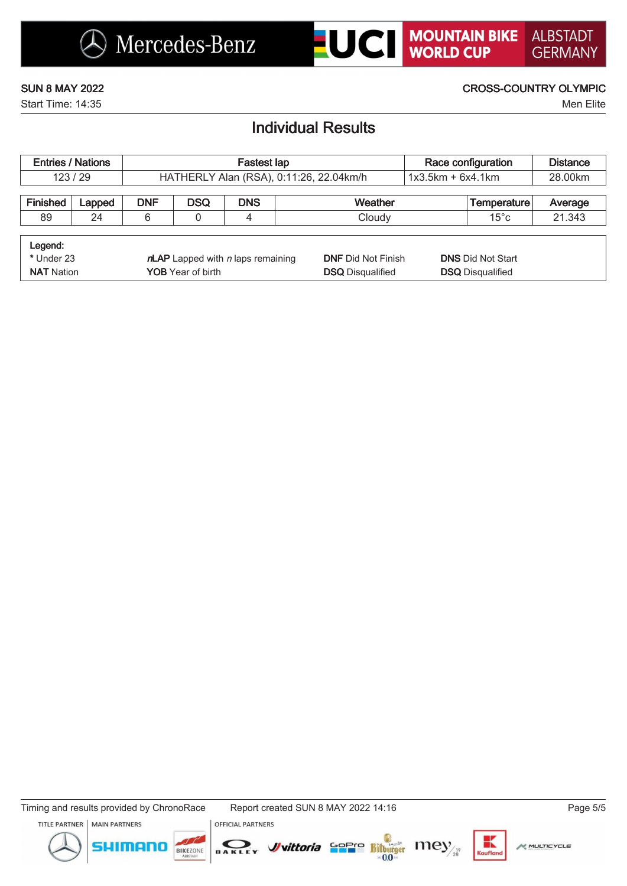SUN 8 MAY 2022

Start Time: 14:35

CROSS-COUNTRY OLYMPIC

Men Elite

# Individual Results

| Entries / Nations | Fastest lap | Race configuration | Distance |
|---|---|---|---|
| 123 / 29 | HATHERLY Alan (RSA), 0:11:26, 22.04km/h | 1x3.5km + 6x4.1km | 28.00km |

| Finished | Lapped | DNF | DSQ | DNS | Weather | Temperature | Average |
|---|---|---|---|---|---|---|---|
| 89 | 24 | 6 | 0 | 4 | Cloudy | 15°c | 21.343 |

**Legend:**

| | | | |
|---|---|---|---|
| * Under 23 | ***n*LAP** Lapped with *n* laps remaining | **DNF** Did Not Finish | **DNS** Did Not Start |
| **NAT** Nation | **YOB** Year of birth | **DSQ** Disqualified | **DSQ** Disqualified |

Timing and results provided by ChronoRace    Report created SUN 8 MAY 2022 14:16